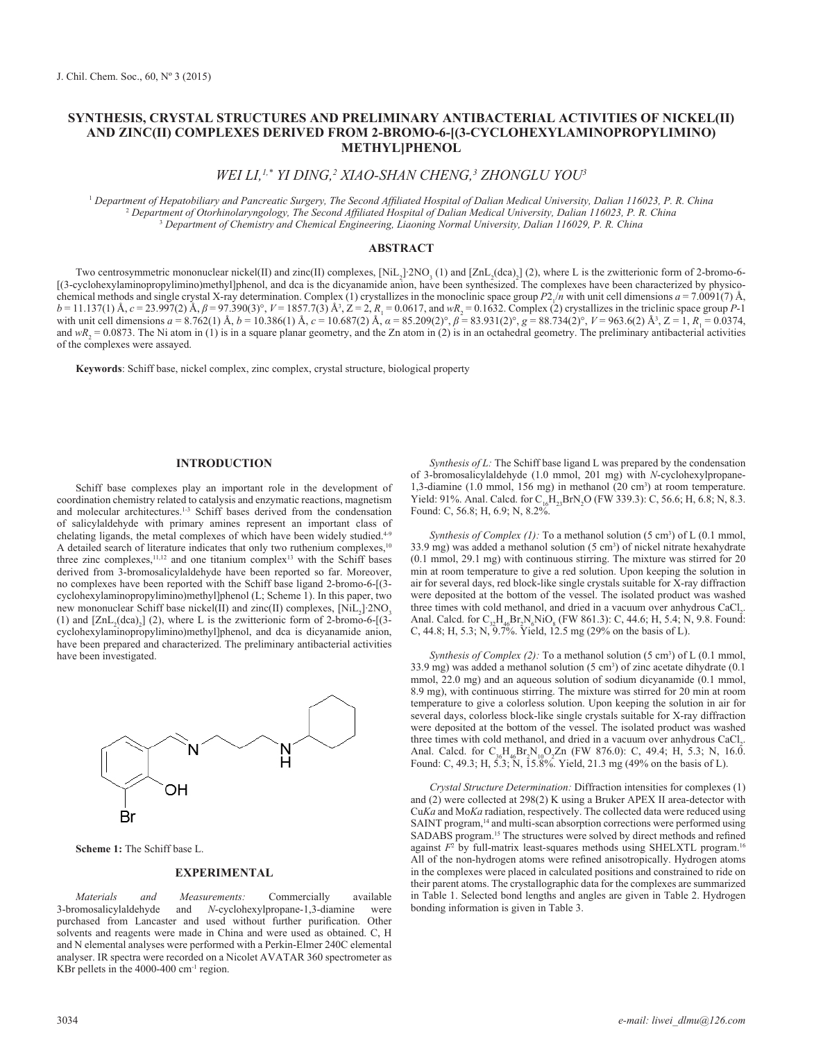# SYNTHESIS, CRYSTAL STRUCTURES AND PRELIMINARY ANTIBACTERIAL ACTIVITIES OF NICKEL(II) AND ZINC(II) COMPLEXES DERIVED FROM 2-BROMO-6-[(3-CYCLOHEXYLAMINOPROPYLIMINO) METHYL]PHENOL

*WEI LI,[1,*] YI DING,[2] XIAO-SHAN CHENG,[3] ZHONGLU YOU[3]*

[1] *Department of Hepatobiliary and Pancreatic Surgery, The Second Affiliated Hospital of Dalian Medical University, Dalian 116023, P. R. China*
[2] *Department of Otorhinolaryngology, The Second Affiliated Hospital of Dalian Medical University, Dalian 116023, P. R. China*
[3] *Department of Chemistry and Chemical Engineering, Liaoning Normal University, Dalian 116029, P. R. China*

## ABSTRACT

Two centrosymmetric mononuclear nickel(II) and zinc(II) complexes, $[NiL_2]\cdot 2NO_3$ (1) and $[ZnL_2(dca)_2]$ (2), where L is the zwitterionic form of 2-bromo-6-[(3-cyclohexylaminopropylimino)methyl]phenol, and dca is the dicyanamide anion, have been synthesized. The complexes have been characterized by physico-chemical methods and single crystal X-ray determination. Complex (1) crystallizes in the monoclinic space group $P2_1/n$ with unit cell dimensions $a$ = 7.0091(7) Å, $b$ = 11.137(1) Å, $c$ = 23.997(2) Å, $\beta$ = 97.390(3)°, $V$ = 1857.7(3) Å³, Z = 2, $R_1$ = 0.0617, and $wR_2$ = 0.1632. Complex (2) crystallizes in the triclinic space group $P$-1 with unit cell dimensions $a$ = 8.762(1) Å, $b$ = 10.386(1) Å, $c$ = 10.687(2) Å, $\alpha$ = 85.209(2)°, $\beta$ = 83.931(2)°, $g$ = 88.734(2)°, $V$ = 963.6(2) Å³, Z = 1, $R_1$ = 0.0374, and $wR_2$ = 0.0873. The Ni atom in (1) is in a square planar geometry, and the Zn atom in (2) is in an octahedral geometry. The preliminary antibacterial activities of the complexes were assayed.

**Keywords**: Schiff base, nickel complex, zinc complex, crystal structure, biological property

## INTRODUCTION

Schiff base complexes play an important role in the development of coordination chemistry related to catalysis and enzymatic reactions, magnetism and molecular architectures.[1-3] Schiff bases derived from the condensation of salicylaldehyde with primary amines represent an important class of chelating ligands, the metal complexes of which have been widely studied.[4-9] A detailed search of literature indicates that only two ruthenium complexes,[10] three zinc complexes,[11,12] and one titanium complex[13] with the Schiff bases derived from 3-bromosalicylaldehyde have been reported so far. Moreover, no complexes have been reported with the Schiff base ligand 2-bromo-6-[(3-cyclohexylaminopropylimino)methyl]phenol (L; Scheme 1). In this paper, two new mononuclear Schiff base nickel(II) and zinc(II) complexes, $[NiL_2]\cdot 2NO_3$ (1) and $[ZnL_2(dca)_2]$ (2), where L is the zwitterionic form of 2-bromo-6-[(3-cyclohexylaminopropylimino)methyl]phenol, and dca is dicyanamide anion, have been prepared and characterized. The preliminary antibacterial activities have been investigated.

**Scheme 1:** The Schiff base L.

## EXPERIMENTAL

*Materials and Measurements:* Commercially available 3-bromosalicylaldehyde and *N*-cyclohexylpropane-1,3-diamine were purchased from Lancaster and used without further purification. Other solvents and reagents were made in China and were used as obtained. C, H and N elemental analyses were performed with a Perkin-Elmer 240C elemental analyser. IR spectra were recorded on a Nicolet AVATAR 360 spectrometer as KBr pellets in the 4000-400 cm$^{-1}$ region.

*Synthesis of L:* The Schiff base ligand L was prepared by the condensation of 3-bromosalicylaldehyde (1.0 mmol, 201 mg) with *N*-cyclohexylpropane-1,3-diamine (1.0 mmol, 156 mg) in methanol (20 cm³) at room temperature. Yield: 91%. Anal. Calcd. for $C_{16}H_{23}BrN_2O$ (FW 339.3): C, 56.6; H, 6.8; N, 8.3. Found: C, 56.8; H, 6.9; N, 8.2%.

*Synthesis of Complex (1):* To a methanol solution (5 cm³) of L (0.1 mmol, 33.9 mg) was added a methanol solution (5 cm³) of nickel nitrate hexahydrate (0.1 mmol, 29.1 mg) with continuous stirring. The mixture was stirred for 20 min at room temperature to give a red solution. Upon keeping the solution in air for several days, red block-like single crystals suitable for X-ray diffraction were deposited at the bottom of the vessel. The isolated product was washed three times with cold methanol, and dried in a vacuum over anhydrous $CaCl_2$. Anal. Calcd. for $C_{32}H_{46}Br_2N_6NiO_8$ (FW 861.3): C, 44.6; H, 5.4; N, 9.8. Found: C, 44.8; H, 5.3; N, 9.7%. Yield, 12.5 mg (29% on the basis of L).

*Synthesis of Complex (2):* To a methanol solution (5 cm³) of L (0.1 mmol, 33.9 mg) was added a methanol solution (5 cm³) of zinc acetate dihydrate (0.1 mmol, 22.0 mg) and an aqueous solution of sodium dicyanamide (0.1 mmol, 8.9 mg), with continuous stirring. The mixture was stirred for 20 min at room temperature to give a colorless solution. Upon keeping the solution in air for several days, colorless block-like single crystals suitable for X-ray diffraction were deposited at the bottom of the vessel. The isolated product was washed three times with cold methanol, and dried in a vacuum over anhydrous $CaCl_2$. Anal. Calcd. for $C_{36}H_{46}Br_2N_{10}O_2Zn$ (FW 876.0): C, 49.4; H, 5.3; N, 16.0. Found: C, 49.3; H, 5.3; N, 15.8%. Yield, 21.3 mg (49% on the basis of L).

*Crystal Structure Determination:* Diffraction intensities for complexes (1) and (2) were collected at 298(2) K using a Bruker APEX II area-detector with Cu*Ka* and Mo*Ka* radiation, respectively. The collected data were reduced using SAINT program,[14] and multi-scan absorption corrections were performed using SADABS program.[15] The structures were solved by direct methods and refined against $F^2$ by full-matrix least-squares methods using SHELXTL program.[16] All of the non-hydrogen atoms were refined anisotropically. Hydrogen atoms in the complexes were placed in calculated positions and constrained to ride on their parent atoms. The crystallographic data for the complexes are summarized in Table 1. Selected bond lengths and angles are given in Table 2. Hydrogen bonding information is given in Table 3.

*e-mail: liwei_dlmu@126.com*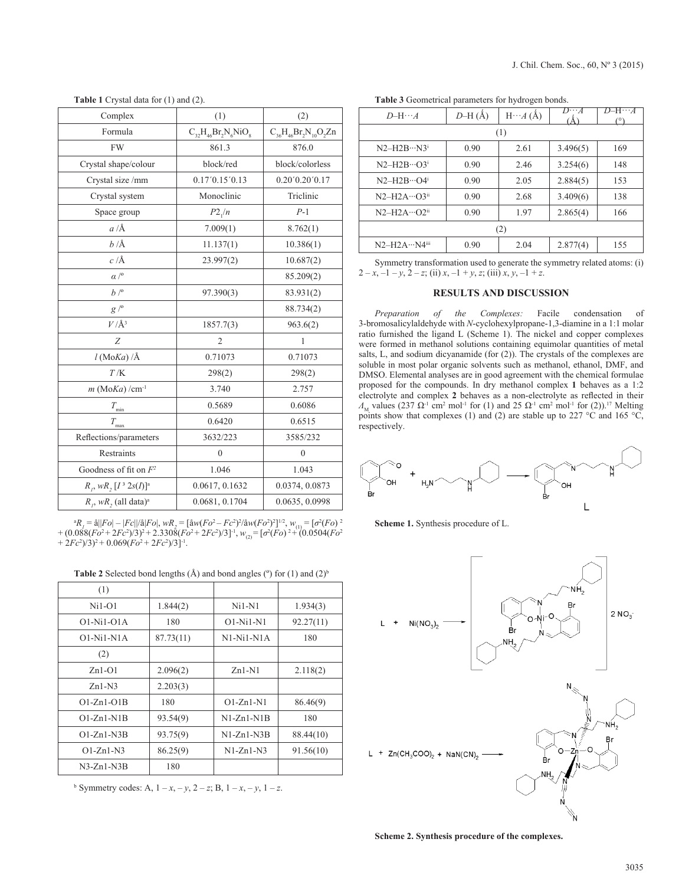**Table 1** Crystal data for (1) and (2).

| Complex | (1) | (2) |
|---|---|---|
| Formula | $C_{32}H_{46}Br_2N_6NiO_8$ | $C_{36}H_{46}Br_2N_{10}O_2Zn$ |
| FW | 861.3 | 876.0 |
| Crystal shape/colour | block/red | block/colorless |
| Crystal size /mm | 0.17´0.15´0.13 | 0.20´0.20´0.17 |
| Crystal system | Monoclinic | Triclinic |
| Space group | $P2_1/n$ | $P$-1 |
| $a$ /Å | 7.009(1) | 8.762(1) |
| $b$ /Å | 11.137(1) | 10.386(1) |
| $c$ /Å | 23.997(2) | 10.687(2) |
| $a$ /º | | 85.209(2) |
| $b$ /º | 97.390(3) | 83.931(2) |
| $g$ /º | | 88.734(2) |
| $V$ /Å$^3$ | 1857.7(3) | 963.6(2) |
| $Z$ | 2 | 1 |
| $l$ (Mo$Ka$) /Å | 0.71073 | 0.71073 |
| $T$ /K | 298(2) | 298(2) |
| $m$ (Mo$Ka$) /cm$^{-1}$ | 3.740 | 2.757 |
| $T_{min}$ | 0.5689 | 0.6086 |
| $T_{max}$ | 0.6420 | 0.6515 |
| Reflections/parameters | 3632/223 | 3585/232 |
| Restraints | 0 | 0 |
| Goodness of fit on $F^2$ | 1.046 | 1.043 |
| $R_1$, $wR_2$ [$I$ ³ 2$s$($I$)][a] | 0.0617, 0.1632 | 0.0374, 0.0873 |
| $R_1$, $wR_2$ (all data)[a] | 0.0681, 0.1704 | 0.0635, 0.0998 |

[a] $R_1$ = å||$Fo$| – |$Fc$||/å|$Fo$|, $wR_2$ = [å$w$($Fo^2$ – $Fc^2$)$^2$/å$w$($Fo^2$)$^2$]$^{1/2}$, $w_{(1)}$ = [$\sigma^2$($Fo$)$^2$ + (0.088($Fo^2$ + 2$Fc^2$)/3)$^2$ + 2.3308($Fo^2$ + 2$Fc^2$)/3]$^{-1}$, $w_{(2)}$ = [$\sigma^2$($Fo$)$^2$ + (0.0504($Fo^2$ + 2$Fc^2$)/3)$^2$ + 0.069($Fo^2$ + 2$Fc^2$)/3]$^{-1}$.

**Table 2** Selected bond lengths (Å) and bond angles (º) for (1) and (2)[b]

| | | | |
|---|---|---|---|
| (1) | | | |
| Ni1-O1 | 1.844(2) | Ni1-N1 | 1.934(3) |
| O1-Ni1-O1A | 180 | O1-Ni1-N1 | 92.27(11) |
| O1-Ni1-N1A | 87.73(11) | N1-Ni1-N1A | 180 |
| (2) | | | |
| Zn1-O1 | 2.096(2) | Zn1-N1 | 2.118(2) |
| Zn1-N3 | 2.203(3) | | |
| O1-Zn1-O1B | 180 | O1-Zn1-N1 | 86.46(9) |
| O1-Zn1-N1B | 93.54(9) | N1-Zn1-N1B | 180 |
| O1-Zn1-N3B | 93.75(9) | N1-Zn1-N3B | 88.44(10) |
| O1-Zn1-N3 | 86.25(9) | N1-Zn1-N3 | 91.56(10) |
| N3-Zn1-N3B | 180 | | |

[b] Symmetry codes: A, 1 – $x$, – $y$, 2 – $z$; B, 1 – $x$, – $y$, 1 – $z$.

**Table 3** Geometrical parameters for hydrogen bonds.

| $D$–H···$A$ | $D$–H (Å) | H···$A$ (Å) | $D$···$A$ (Å) | $D$–H···$A$ (°) |
|---|---|---|---|---|
| (1) | | | | |
| N2–H2B···N3[i] | 0.90 | 2.61 | 3.496(5) | 169 |
| N2–H2B···O3[i] | 0.90 | 2.46 | 3.254(6) | 148 |
| N2–H2B···O4[i] | 0.90 | 2.05 | 2.884(5) | 153 |
| N2–H2A···O3[ii] | 0.90 | 2.68 | 3.409(6) | 138 |
| N2–H2A···O2[ii] | 0.90 | 1.97 | 2.865(4) | 166 |
| (2) | | | | |
| N2–H2A···N4[iii] | 0.90 | 2.04 | 2.877(4) | 155 |

Symmetry transformation used to generate the symmetry related atoms: (i) 2 – $x$, –1 – $y$, 2 – $z$; (ii) $x$, –1 + $y$, $z$; (iii) $x$, $y$, –1 + $z$.

## RESULTS AND DISCUSSION

*Preparation of the Complexes:* Facile condensation of 3-bromosalicylaldehyde with *N*-cyclohexylpropane-1,3-diamine in a 1:1 molar ratio furnished the ligand L (Scheme 1). The nickel and copper complexes were formed in methanol solutions containing equimolar quantities of metal salts, L, and sodium dicyanamide (for (2)). The crystals of the complexes are soluble in most polar organic solvents such as methanol, ethanol, DMF, and DMSO. Elemental analyses are in good agreement with the chemical formulae proposed for the compounds. In dry methanol complex **1** behaves as a 1:2 electrolyte and complex **2** behaves as a non-electrolyte as reflected in their $\Lambda_M$ values (237 $\Omega^{-1}$ cm$^2$ mol$^{-1}$ for (1) and 25 $\Omega^{-1}$ cm$^2$ mol$^{-1}$ for (2)).[17] Melting points show that complexes (1) and (2) are stable up to 227 °C and 165 °C, respectively.

**Scheme 1.** Synthesis procedure of L.

**Scheme 2. Synthesis procedure of the complexes.**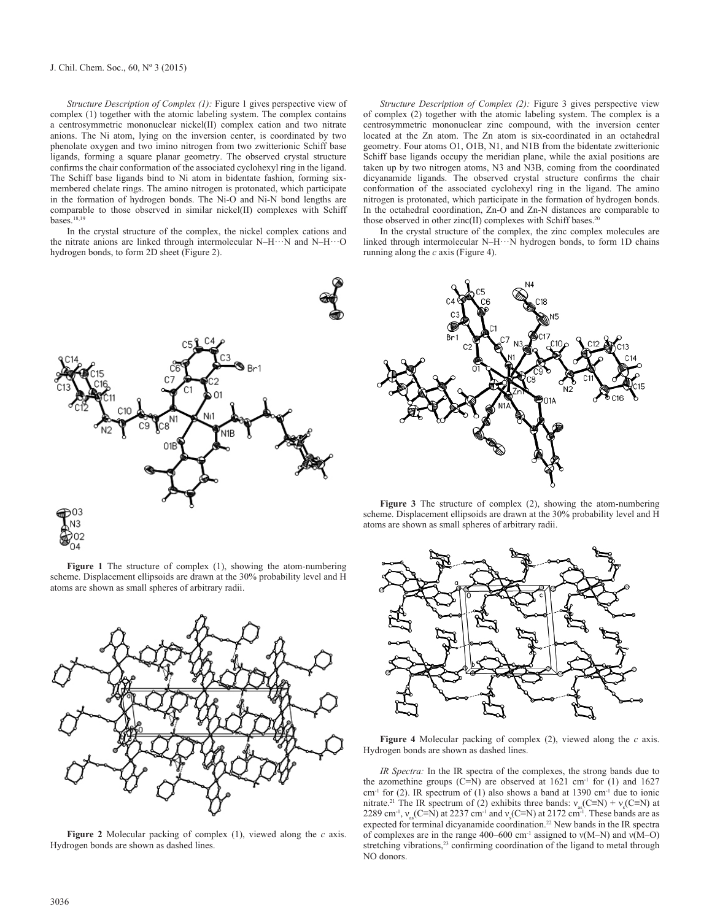*Structure Description of Complex (1):* Figure 1 gives perspective view of complex (1) together with the atomic labeling system. The complex contains a centrosymmetric mononuclear nickel(II) complex cation and two nitrate anions. The Ni atom, lying on the inversion center, is coordinated by two phenolate oxygen and two imino nitrogen from two zwitterionic Schiff base ligands, forming a square planar geometry. The observed crystal structure confirms the chair conformation of the associated cyclohexyl ring in the ligand. The Schiff base ligands bind to Ni atom in bidentate fashion, forming six-membered chelate rings. The amino nitrogen is protonated, which participate in the formation of hydrogen bonds. The Ni-O and Ni-N bond lengths are comparable to those observed in similar nickel(II) complexes with Schiff bases.[18,19]

In the crystal structure of the complex, the nickel complex cations and the nitrate anions are linked through intermolecular N–H···N and N–H···O hydrogen bonds, to form 2D sheet (Figure 2).

**Figure 1** The structure of complex (1), showing the atom-numbering scheme. Displacement ellipsoids are drawn at the 30% probability level and H atoms are shown as small spheres of arbitrary radii.

**Figure 2** Molecular packing of complex (1), viewed along the *c* axis. Hydrogen bonds are shown as dashed lines.

*Structure Description of Complex (2):* Figure 3 gives perspective view of complex (2) together with the atomic labeling system. The complex is a centrosymmetric mononuclear zinc compound, with the inversion center located at the Zn atom. The Zn atom is six-coordinated in an octahedral geometry. Four atoms O1, O1B, N1, and N1B from the bidentate zwitterionic Schiff base ligands occupy the meridian plane, while the axial positions are taken up by two nitrogen atoms, N3 and N3B, coming from the coordinated dicyanamide ligands. The observed crystal structure confirms the chair conformation of the associated cyclohexyl ring in the ligand. The amino nitrogen is protonated, which participate in the formation of hydrogen bonds. In the octahedral coordination, Zn-O and Zn-N distances are comparable to those observed in other zinc(II) complexes with Schiff bases.[20]

In the crystal structure of the complex, the zinc complex molecules are linked through intermolecular N–H···N hydrogen bonds, to form 1D chains running along the *c* axis (Figure 4).

**Figure 3** The structure of complex (2), showing the atom-numbering scheme. Displacement ellipsoids are drawn at the 30% probability level and H atoms are shown as small spheres of arbitrary radii.

**Figure 4** Molecular packing of complex (2), viewed along the *c* axis. Hydrogen bonds are shown as dashed lines.

*IR Spectra:* In the IR spectra of the complexes, the strong bands due to the azomethine groups (C=N) are observed at 1621 cm$^{-1}$ for (1) and 1627 cm$^{-1}$ for (2). IR spectrum of (1) also shows a band at 1390 cm$^{-1}$ due to ionic nitrate.[21] The IR spectrum of (2) exhibits three bands: $\nu_{as}$(C≡N) + $\nu_{s}$(C≡N) at 2289 cm$^{-1}$, $\nu_{as}$(C≡N) at 2237 cm$^{-1}$ and $\nu_{s}$(C≡N) at 2172 cm$^{-1}$. These bands are as expected for terminal dicyanamide coordination.[22] New bands in the IR spectra of complexes are in the range 400–600 cm$^{-1}$ assigned to ν(M–N) and ν(M–O) stretching vibrations,[23] confirming coordination of the ligand to metal through NO donors.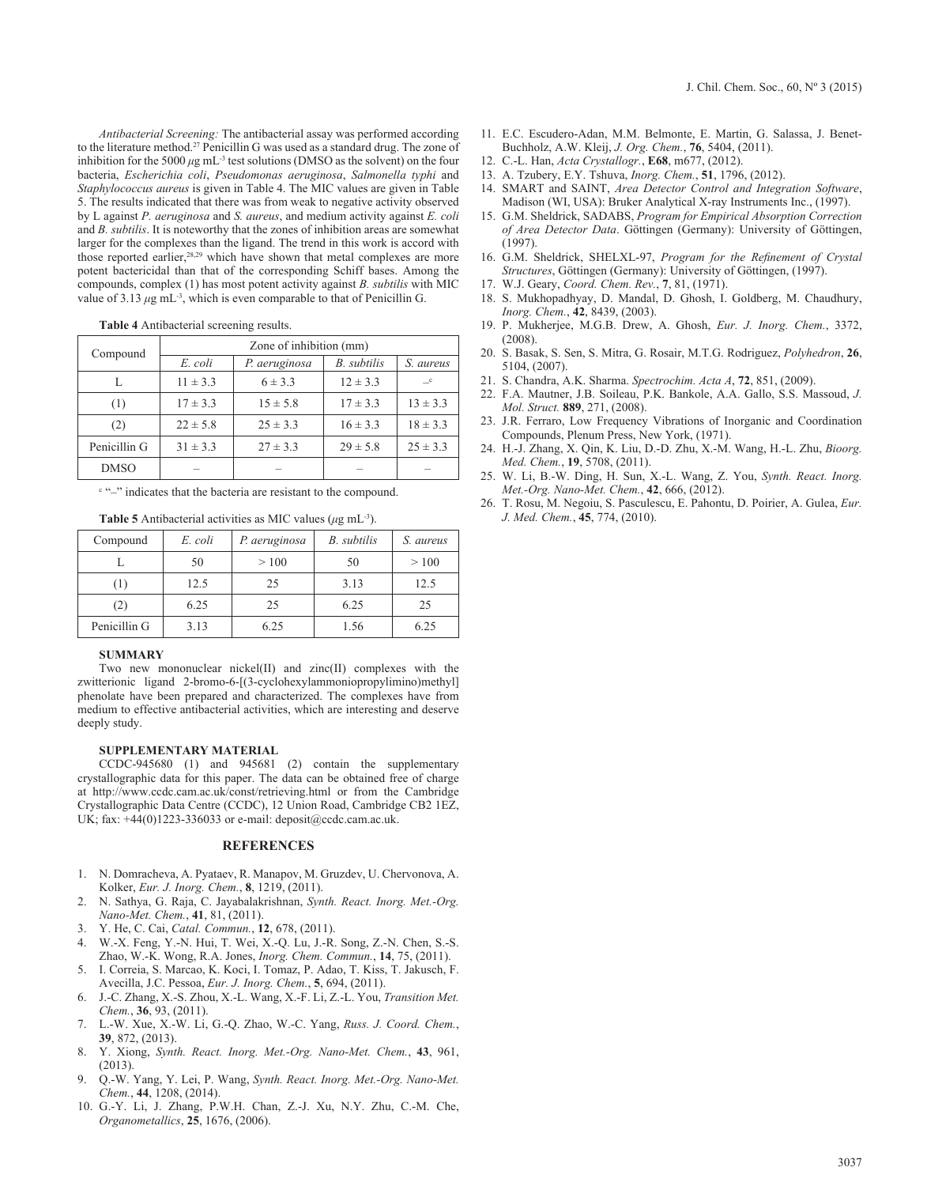*Antibacterial Screening:* The antibacterial assay was performed according to the literature method.[27] Penicillin G was used as a standard drug. The zone of inhibition for the 5000 $\mu$g mL$^{-3}$ test solutions (DMSO as the solvent) on the four bacteria, *Escherichia coli*, *Pseudomonas aeruginosa*, *Salmonella typhi* and *Staphylococcus aureus* is given in Table 4. The MIC values are given in Table 5. The results indicated that there was from weak to negative activity observed by L against *P. aeruginosa* and *S. aureus*, and medium activity against *E. coli* and *B. subtilis*. It is noteworthy that the zones of inhibition areas are somewhat larger for the complexes than the ligand. The trend in this work is accord with those reported earlier,[28,29] which have shown that metal complexes are more potent bactericidal than that of the corresponding Schiff bases. Among the compounds, complex (1) has most potent activity against *B. subtilis* with MIC value of 3.13 $\mu$g mL$^{-3}$, which is even comparable to that of Penicillin G.

**Table 4** Antibacterial screening results.

| Compound | Zone of inhibition (mm) | | | |
|---|---|---|---|---|
| | *E. coli* | *P. aeruginosa* | *B. subtilis* | *S. aureus* |
| L | 11 ± 3.3 | 6 ± 3.3 | 12 ± 3.3 | –[c] |
| (1) | 17 ± 3.3 | 15 ± 5.8 | 17 ± 3.3 | 13 ± 3.3 |
| (2) | 22 ± 5.8 | 25 ± 3.3 | 16 ± 3.3 | 18 ± 3.3 |
| Penicillin G | 31 ± 3.3 | 27 ± 3.3 | 29 ± 5.8 | 25 ± 3.3 |
| DMSO | – | – | – | – |

[c] "–" indicates that the bacteria are resistant to the compound.

**Table 5** Antibacterial activities as MIC values ($\mu$g mL$^{-3}$).

| Compound | *E. coli* | *P. aeruginosa* | *B. subtilis* | *S. aureus* |
|---|---|---|---|---|
| L | 50 | > 100 | 50 | > 100 |
| (1) | 12.5 | 25 | 3.13 | 12.5 |
| (2) | 6.25 | 25 | 6.25 | 25 |
| Penicillin G | 3.13 | 6.25 | 1.56 | 6.25 |

## SUMMARY

Two new mononuclear nickel(II) and zinc(II) complexes with the zwitterionic ligand 2-bromo-6-[(3-cyclohexylammoniopropylimino)methyl] phenolate have been prepared and characterized. The complexes have from medium to effective antibacterial activities, which are interesting and deserve deeply study.

## SUPPLEMENTARY MATERIAL

CCDC-945680 (1) and 945681 (2) contain the supplementary crystallographic data for this paper. The data can be obtained free of charge at http://www.ccdc.cam.ac.uk/const/retrieving.html or from the Cambridge Crystallographic Data Centre (CCDC), 12 Union Road, Cambridge CB2 1EZ, UK; fax: +44(0)1223-336033 or e-mail: deposit@ccdc.cam.ac.uk.

## REFERENCES

1. N. Domracheva, A. Pyataev, R. Manapov, M. Gruzdev, U. Chervonova, A. Kolker, *Eur. J. Inorg. Chem.*, **8**, 1219, (2011).
2. N. Sathya, G. Raja, C. Jayabalakrishnan, *Synth. React. Inorg. Met.-Org. Nano-Met. Chem.*, **41**, 81, (2011).
3. Y. He, C. Cai, *Catal. Commun.*, **12**, 678, (2011).
4. W.-X. Feng, Y.-N. Hui, T. Wei, X.-Q. Lu, J.-R. Song, Z.-N. Chen, S.-S. Zhao, W.-K. Wong, R.A. Jones, *Inorg. Chem. Commun.*, **14**, 75, (2011).
5. I. Correia, S. Marcao, K. Koci, I. Tomaz, P. Adao, T. Kiss, T. Jakusch, F. Avecilla, J.C. Pessoa, *Eur. J. Inorg. Chem.*, **5**, 694, (2011).
6. J.-C. Zhang, X.-S. Zhou, X.-L. Wang, X.-F. Li, Z.-L. You, *Transition Met. Chem.*, **36**, 93, (2011).
7. L.-W. Xue, X.-W. Li, G.-Q. Zhao, W.-C. Yang, *Russ. J. Coord. Chem.*, **39**, 872, (2013).
8. Y. Xiong, *Synth. React. Inorg. Met.-Org. Nano-Met. Chem.*, **43**, 961, (2013).
9. Q.-W. Yang, Y. Lei, P. Wang, *Synth. React. Inorg. Met.-Org. Nano-Met. Chem.*, **44**, 1208, (2014).
10. G.-Y. Li, J. Zhang, P.W.H. Chan, Z.-J. Xu, N.Y. Zhu, C.-M. Che, *Organometallics*, **25**, 1676, (2006).
11. E.C. Escudero-Adan, M.M. Belmonte, E. Martin, G. Salassa, J. Benet-Buchholz, A.W. Kleij, *J. Org. Chem.*, **76**, 5404, (2011).
12. C.-L. Han, *Acta Crystallogr.*, **E68**, m677, (2012).
13. A. Tzubery, E.Y. Tshuva, *Inorg. Chem.*, **51**, 1796, (2012).
14. SMART and SAINT, *Area Detector Control and Integration Software*, Madison (WI, USA): Bruker Analytical X-ray Instruments Inc., (1997).
15. G.M. Sheldrick, SADABS, *Program for Empirical Absorption Correction of Area Detector Data*. Göttingen (Germany): University of Göttingen, (1997).
16. G.M. Sheldrick, SHELXL-97, *Program for the Refinement of Crystal Structures*, Göttingen (Germany): University of Göttingen, (1997).
17. W.J. Geary, *Coord. Chem. Rev.*, **7**, 81, (1971).
18. S. Mukhopadhyay, D. Mandal, D. Ghosh, I. Goldberg, M. Chaudhury, *Inorg. Chem.*, **42**, 8439, (2003).
19. P. Mukherjee, M.G.B. Drew, A. Ghosh, *Eur. J. Inorg. Chem.*, 3372, (2008).
20. S. Basak, S. Sen, S. Mitra, G. Rosair, M.T.G. Rodriguez, *Polyhedron*, **26**, 5104, (2007).
21. S. Chandra, A.K. Sharma. *Spectrochim. Acta A*, **72**, 851, (2009).
22. F.A. Mautner, J.B. Soileau, P.K. Bankole, A.A. Gallo, S.S. Massoud, *J. Mol. Struct.* **889**, 271, (2008).
23. J.R. Ferraro, Low Frequency Vibrations of Inorganic and Coordination Compounds, Plenum Press, New York, (1971).
24. H.-J. Zhang, X. Qin, K. Liu, D.-D. Zhu, X.-M. Wang, H.-L. Zhu, *Bioorg. Med. Chem.*, **19**, 5708, (2011).
25. W. Li, B.-W. Ding, H. Sun, X.-L. Wang, Z. You, *Synth. React. Inorg. Met.-Org. Nano-Met. Chem.*, **42**, 666, (2012).
26. T. Rosu, M. Negoiu, S. Pasculescu, E. Pahontu, D. Poirier, A. Gulea, *Eur. J. Med. Chem.*, **45**, 774, (2010).